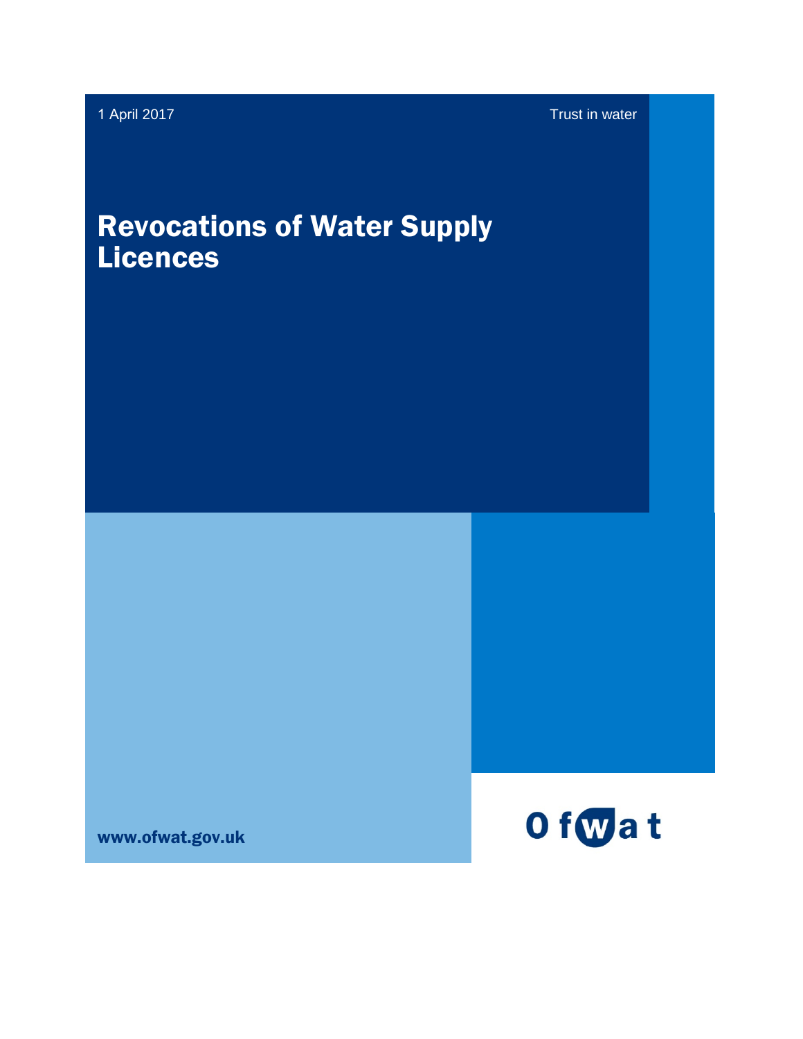1 April 2017

Trust in water

# Revocations of Water Supply Licences

www.ofwat.gov.uk

Ofwat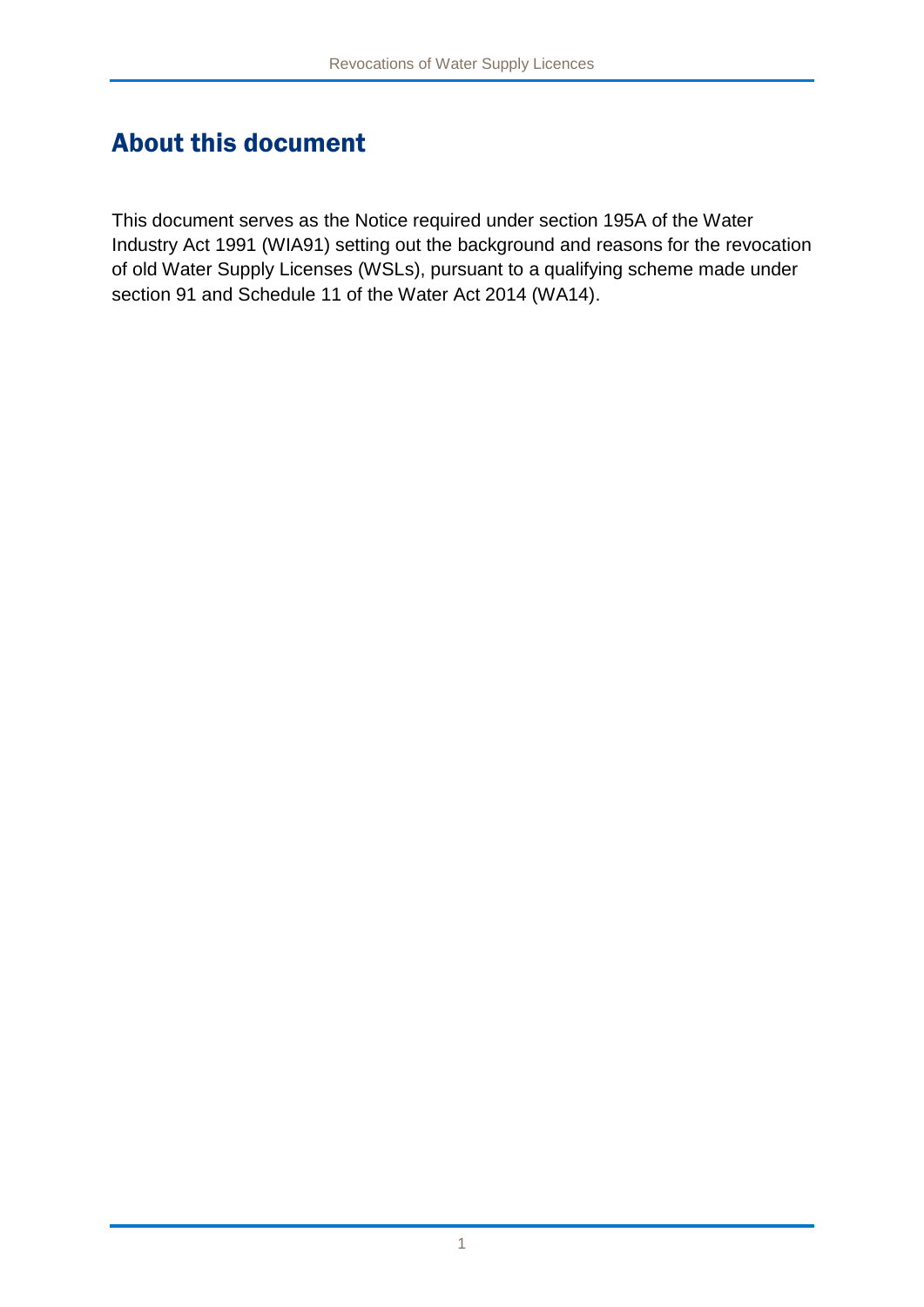# About this document

This document serves as the Notice required under section 195A of the Water Industry Act 1991 (WIA91) setting out the background and reasons for the revocation of old Water Supply Licenses (WSLs), pursuant to a qualifying scheme made under section 91 and Schedule 11 of the Water Act 2014 (WA14).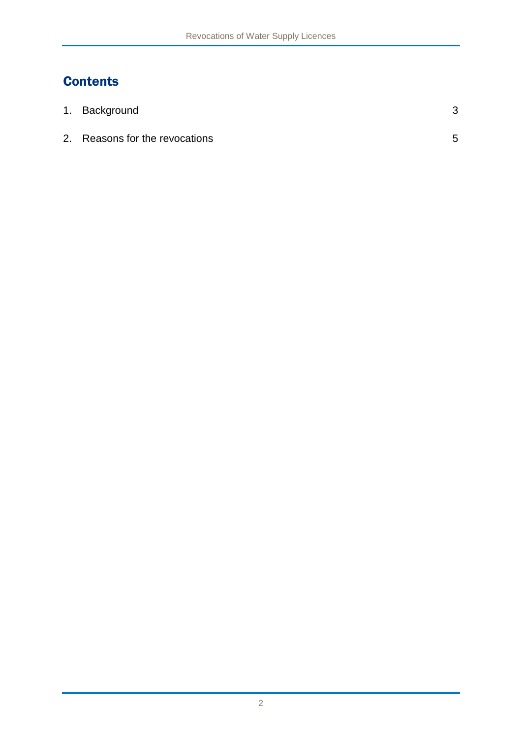## Contents

1. Background 3
2. Reasons for the revocations 5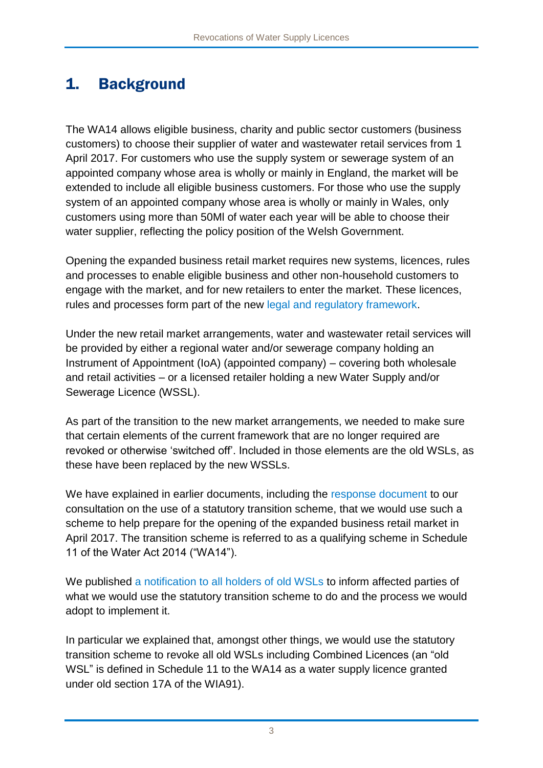# 1. Background

The WA14 allows eligible business, charity and public sector customers (business customers) to choose their supplier of water and wastewater retail services from 1 April 2017. For customers who use the supply system or sewerage system of an appointed company whose area is wholly or mainly in England, the market will be extended to include all eligible business customers. For those who use the supply system of an appointed company whose area is wholly or mainly in Wales, only customers using more than 50Ml of water each year will be able to choose their water supplier, reflecting the policy position of the Welsh Government.

Opening the expanded business retail market requires new systems, licences, rules and processes to enable eligible business and other non-household customers to engage with the market, and for new retailers to enter the market. These licences, rules and processes form part of the new legal and regulatory framework.

Under the new retail market arrangements, water and wastewater retail services will be provided by either a regional water and/or sewerage company holding an Instrument of Appointment (IoA) (appointed company) – covering both wholesale and retail activities – or a licensed retailer holding a new Water Supply and/or Sewerage Licence (WSSL).

As part of the transition to the new market arrangements, we needed to make sure that certain elements of the current framework that are no longer required are revoked or otherwise 'switched off'. Included in those elements are the old WSLs, as these have been replaced by the new WSSLs.

We have explained in earlier documents, including the response document to our consultation on the use of a statutory transition scheme, that we would use such a scheme to help prepare for the opening of the expanded business retail market in April 2017. The transition scheme is referred to as a qualifying scheme in Schedule 11 of the Water Act 2014 ("WA14").

We published a notification to all holders of old WSLs to inform affected parties of what we would use the statutory transition scheme to do and the process we would adopt to implement it.

In particular we explained that, amongst other things, we would use the statutory transition scheme to revoke all old WSLs including Combined Licences (an "old WSL" is defined in Schedule 11 to the WA14 as a water supply licence granted under old section 17A of the WIA91).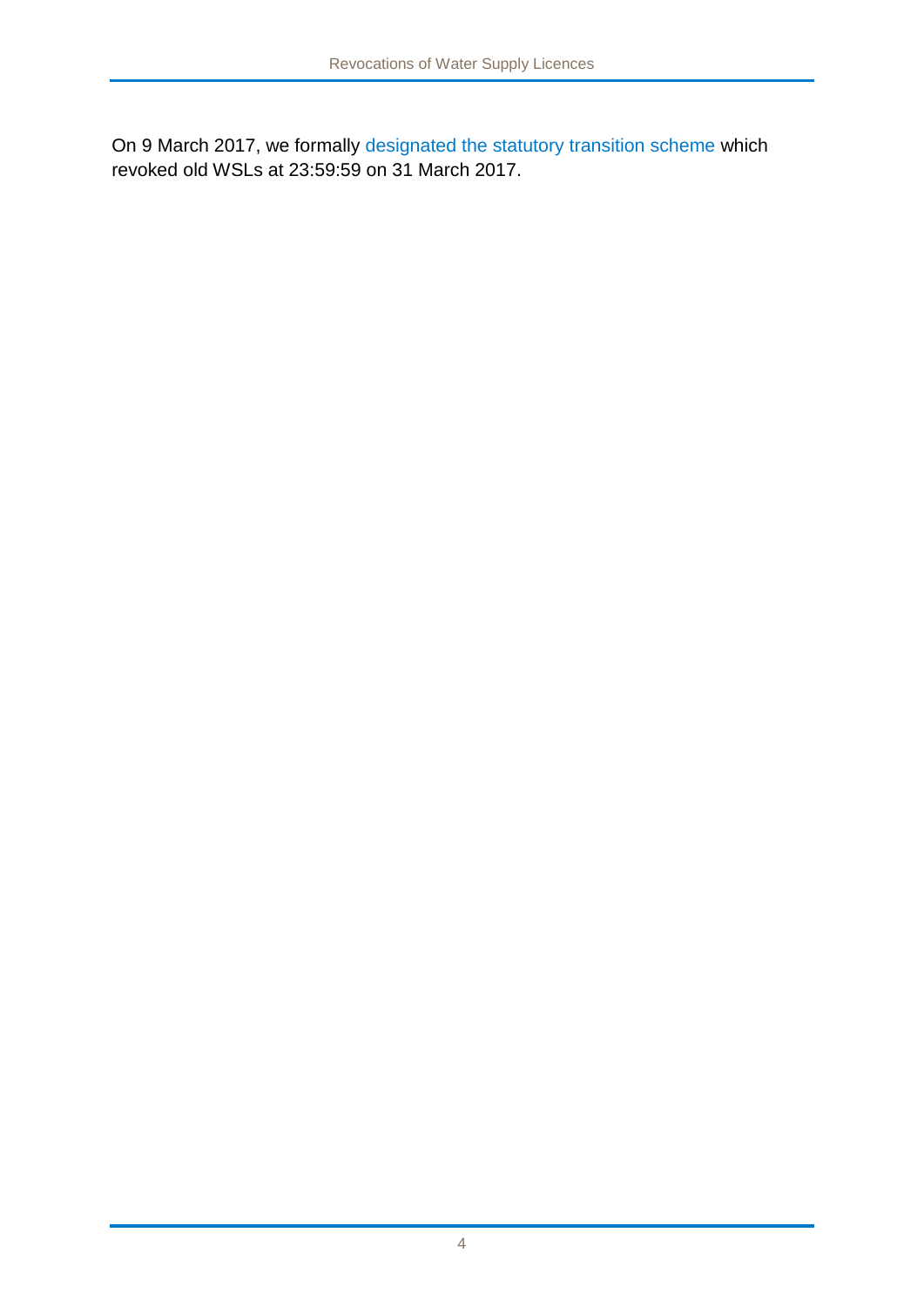On 9 March 2017, we formally designated the statutory transition scheme which revoked old WSLs at 23:59:59 on 31 March 2017.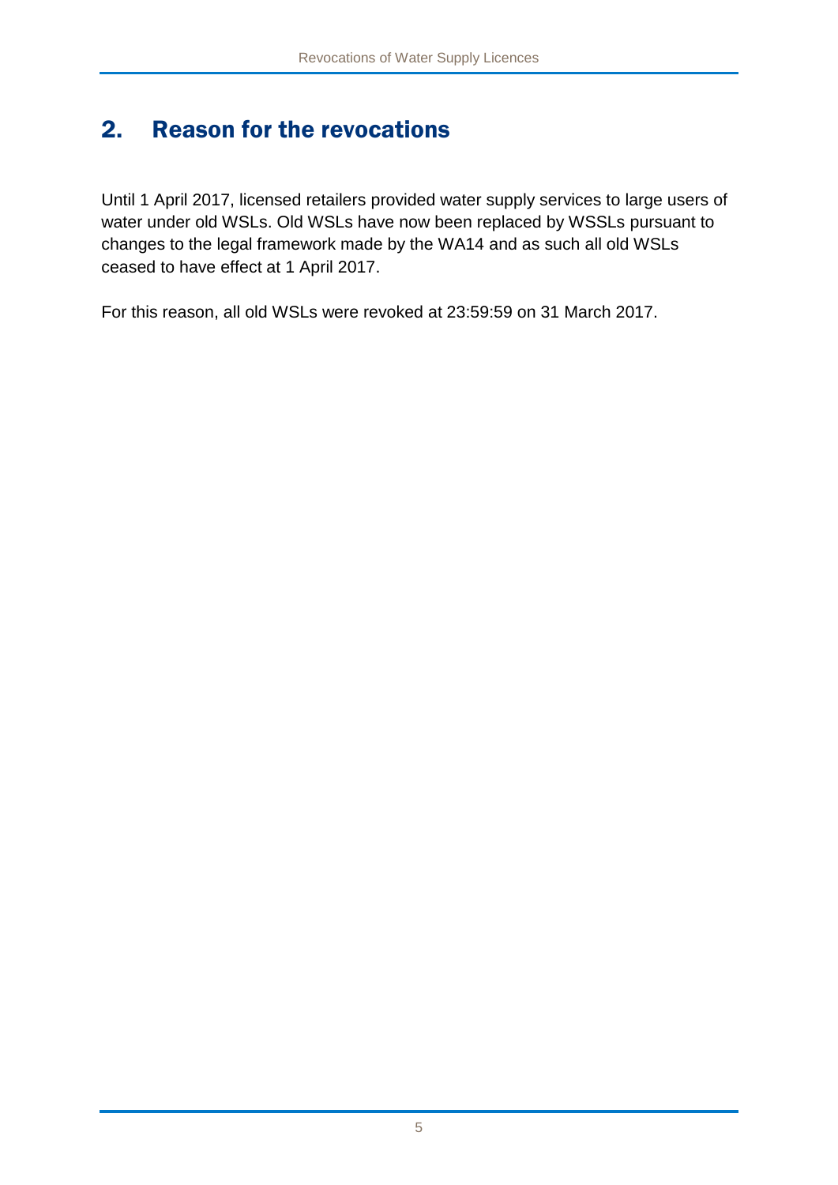## 2. Reason for the revocations

Until 1 April 2017, licensed retailers provided water supply services to large users of water under old WSLs. Old WSLs have now been replaced by WSSLs pursuant to changes to the legal framework made by the WA14 and as such all old WSLs ceased to have effect at 1 April 2017.

For this reason, all old WSLs were revoked at 23:59:59 on 31 March 2017.